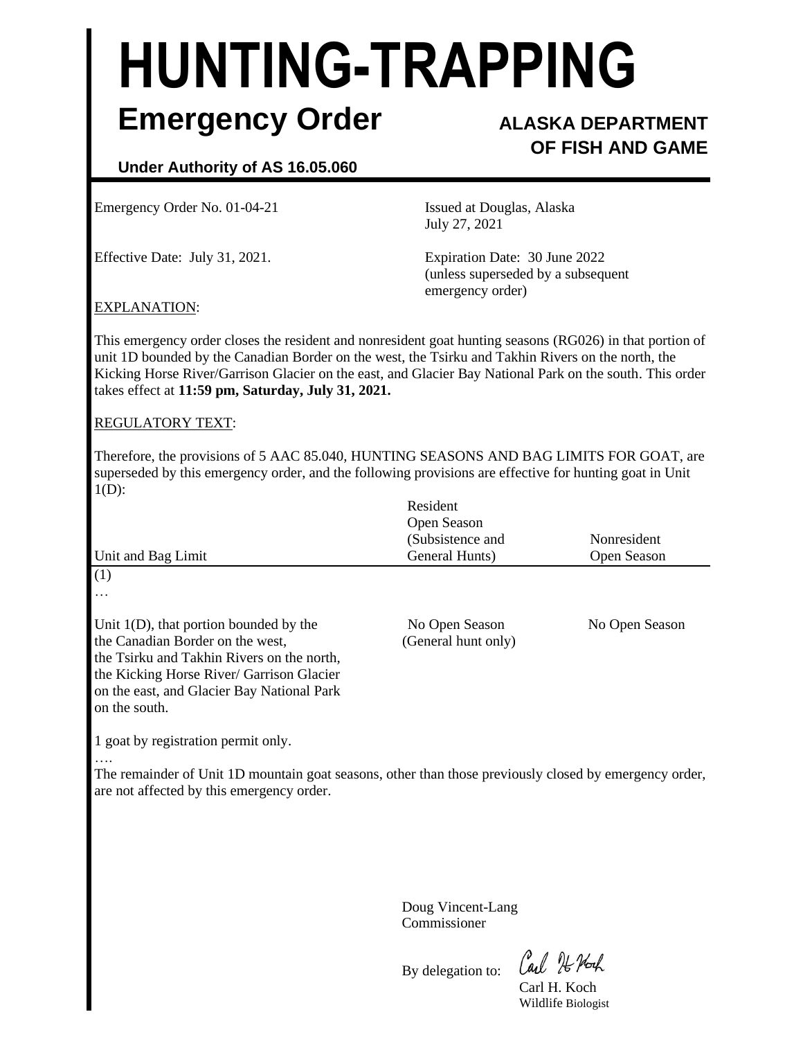# HUNTING-TRAPPING

## Emergency Order

**ALASKA DEPARTMENT OF FISH AND GAME**

**Under Authority of AS 16.05.060**

Emergency Order No. 01-04-21

Issued at Douglas, Alaska
July 27, 2021

Effective Date: July 31, 2021.

Expiration Date: 30 June 2022
(unless superseded by a subsequent emergency order)

EXPLANATION:

This emergency order closes the resident and nonresident goat hunting seasons (RG026) in that portion of unit 1D bounded by the Canadian Border on the west, the Tsirku and Takhin Rivers on the north, the Kicking Horse River/Garrison Glacier on the east, and Glacier Bay National Park on the south. This order takes effect at **11:59 pm, Saturday, July 31, 2021.**

REGULATORY TEXT:

Therefore, the provisions of 5 AAC 85.040, HUNTING SEASONS AND BAG LIMITS FOR GOAT, are superseded by this emergency order, and the following provisions are effective for hunting goat in Unit 1(D):

| Unit and Bag Limit | Resident Open Season (Subsistence and General Hunts) | Nonresident Open Season |
|---|---|---|
| (1) | | |
| … | | |
| Unit 1(D), that portion bounded by the the Canadian Border on the west, the Tsirku and Takhin Rivers on the north, the Kicking Horse River/ Garrison Glacier on the east, and Glacier Bay National Park on the south. | No Open Season (General hunt only) | No Open Season |
| 1 goat by registration permit only. | | |

….

The remainder of Unit 1D mountain goat seasons, other than those previously closed by emergency order, are not affected by this emergency order.

Doug Vincent-Lang
Commissioner

By delegation to: Carl H. Koch
Carl H. Koch
Wildlife Biologist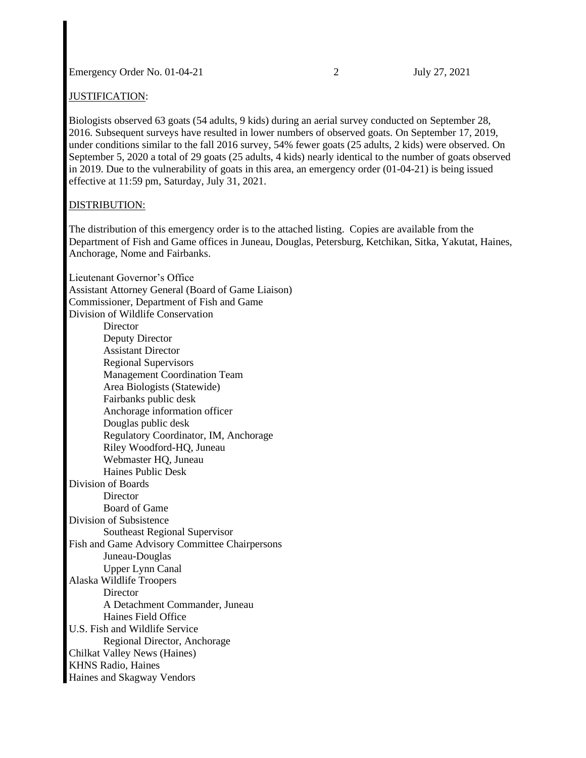## JUSTIFICATION:

Biologists observed 63 goats (54 adults, 9 kids) during an aerial survey conducted on September 28, 2016. Subsequent surveys have resulted in lower numbers of observed goats. On September 17, 2019, under conditions similar to the fall 2016 survey, 54% fewer goats (25 adults, 2 kids) were observed. On September 5, 2020 a total of 29 goats (25 adults, 4 kids) nearly identical to the number of goats observed in 2019. Due to the vulnerability of goats in this area, an emergency order (01-04-21) is being issued effective at 11:59 pm, Saturday, July 31, 2021.

## DISTRIBUTION:

The distribution of this emergency order is to the attached listing. Copies are available from the Department of Fish and Game offices in Juneau, Douglas, Petersburg, Ketchikan, Sitka, Yakutat, Haines, Anchorage, Nome and Fairbanks.

Lieutenant Governor's Office
Assistant Attorney General (Board of Game Liaison)
Commissioner, Department of Fish and Game
Division of Wildlife Conservation
- Director
- Deputy Director
- Assistant Director
- Regional Supervisors
- Management Coordination Team
- Area Biologists (Statewide)
- Fairbanks public desk
- Anchorage information officer
- Douglas public desk
- Regulatory Coordinator, IM, Anchorage
- Riley Woodford-HQ, Juneau
- Webmaster HQ, Juneau
- Haines Public Desk

Division of Boards
- Director
- Board of Game

Division of Subsistence
- Southeast Regional Supervisor

Fish and Game Advisory Committee Chairpersons
- Juneau-Douglas
- Upper Lynn Canal

Alaska Wildlife Troopers
- Director
- A Detachment Commander, Juneau
- Haines Field Office

U.S. Fish and Wildlife Service
- Regional Director, Anchorage

Chilkat Valley News (Haines)
KHNS Radio, Haines
Haines and Skagway Vendors